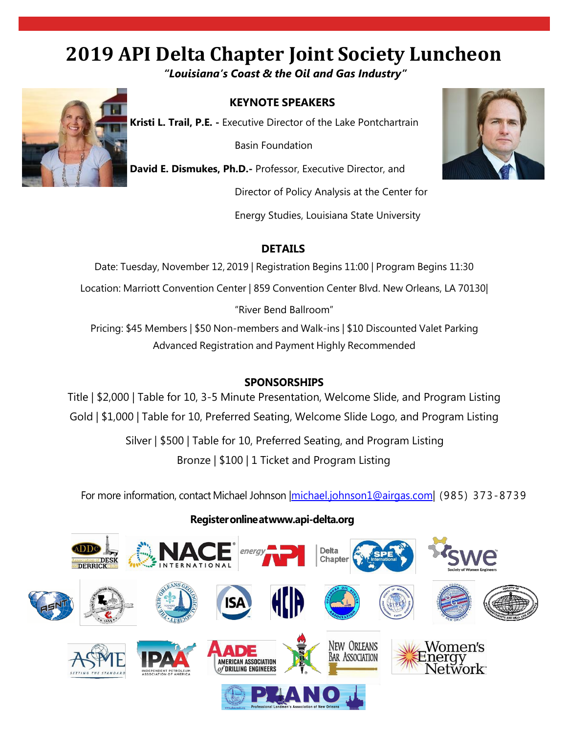# 2019 API Delta Chapter Joint Society Luncheon

***"Louisiana's Coast & the Oil and Gas Industry"***

## KEYNOTE SPEAKERS

**Kristi L. Trail, P.E. -** Executive Director of the Lake Pontchartrain Basin Foundation

**David E. Dismukes, Ph.D.-** Professor, Executive Director, and Director of Policy Analysis at the Center for Energy Studies, Louisiana State University

## DETAILS

Date: Tuesday, November 12, 2019 | Registration Begins 11:00 | Program Begins 11:30

Location: Marriott Convention Center | 859 Convention Center Blvd. New Orleans, LA 70130| "River Bend Ballroom"

Pricing: $45 Members | $50 Non-members and Walk-ins | $10 Discounted Valet Parking

Advanced Registration and Payment Highly Recommended

## SPONSORSHIPS

Title | $2,000 | Table for 10, 3-5 Minute Presentation, Welcome Slide, and Program Listing

Gold | $1,000 | Table for 10, Preferred Seating, Welcome Slide Logo, and Program Listing

Silver | $500 | Table for 10, Preferred Seating, and Program Listing

Bronze | $100 | 1 Ticket and Program Listing

For more information, contact Michael Johnson |michael.johnson1@airgas.com| (985) 373-8739

**Register online at www.api-delta.org**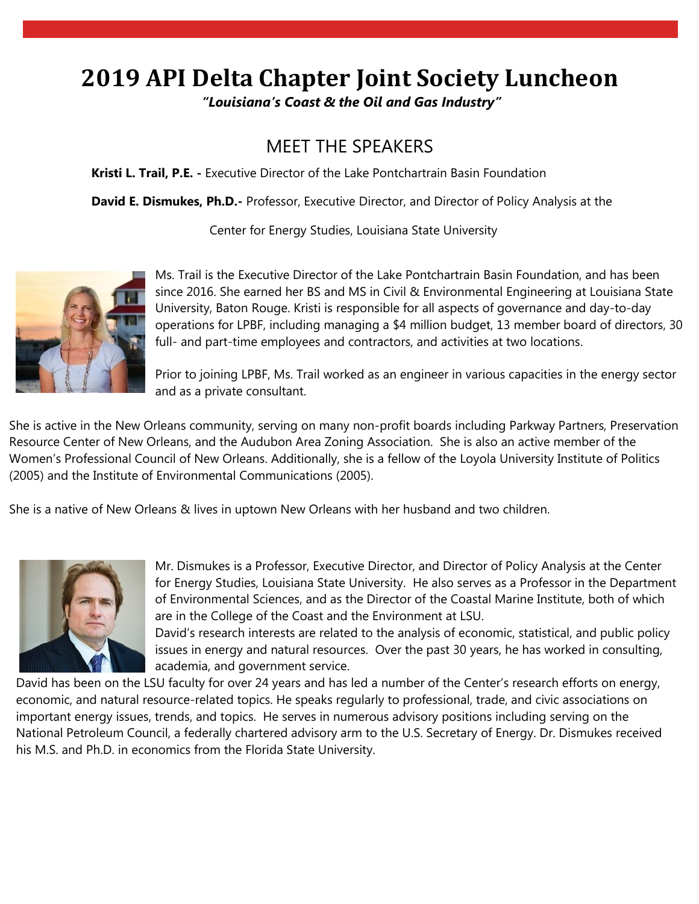# 2019 API Delta Chapter Joint Society Luncheon

***"Louisiana's Coast & the Oil and Gas Industry"***

## MEET THE SPEAKERS

**Kristi L. Trail, P.E. -** Executive Director of the Lake Pontchartrain Basin Foundation

**David E. Dismukes, Ph.D.-** Professor, Executive Director, and Director of Policy Analysis at the Center for Energy Studies, Louisiana State University

Ms. Trail is the Executive Director of the Lake Pontchartrain Basin Foundation, and has been since 2016. She earned her BS and MS in Civil & Environmental Engineering at Louisiana State University, Baton Rouge. Kristi is responsible for all aspects of governance and day-to-day operations for LPBF, including managing a $4 million budget, 13 member board of directors, 30 full- and part-time employees and contractors, and activities at two locations.

Prior to joining LPBF, Ms. Trail worked as an engineer in various capacities in the energy sector and as a private consultant.

She is active in the New Orleans community, serving on many non-profit boards including Parkway Partners, Preservation Resource Center of New Orleans, and the Audubon Area Zoning Association. She is also an active member of the Women's Professional Council of New Orleans. Additionally, she is a fellow of the Loyola University Institute of Politics (2005) and the Institute of Environmental Communications (2005).

She is a native of New Orleans & lives in uptown New Orleans with her husband and two children.

Mr. Dismukes is a Professor, Executive Director, and Director of Policy Analysis at the Center for Energy Studies, Louisiana State University. He also serves as a Professor in the Department of Environmental Sciences, and as the Director of the Coastal Marine Institute, both of which are in the College of the Coast and the Environment at LSU.

David's research interests are related to the analysis of economic, statistical, and public policy issues in energy and natural resources. Over the past 30 years, he has worked in consulting, academia, and government service.

David has been on the LSU faculty for over 24 years and has led a number of the Center's research efforts on energy, economic, and natural resource-related topics. He speaks regularly to professional, trade, and civic associations on important energy issues, trends, and topics. He serves in numerous advisory positions including serving on the National Petroleum Council, a federally chartered advisory arm to the U.S. Secretary of Energy. Dr. Dismukes received his M.S. and Ph.D. in economics from the Florida State University.